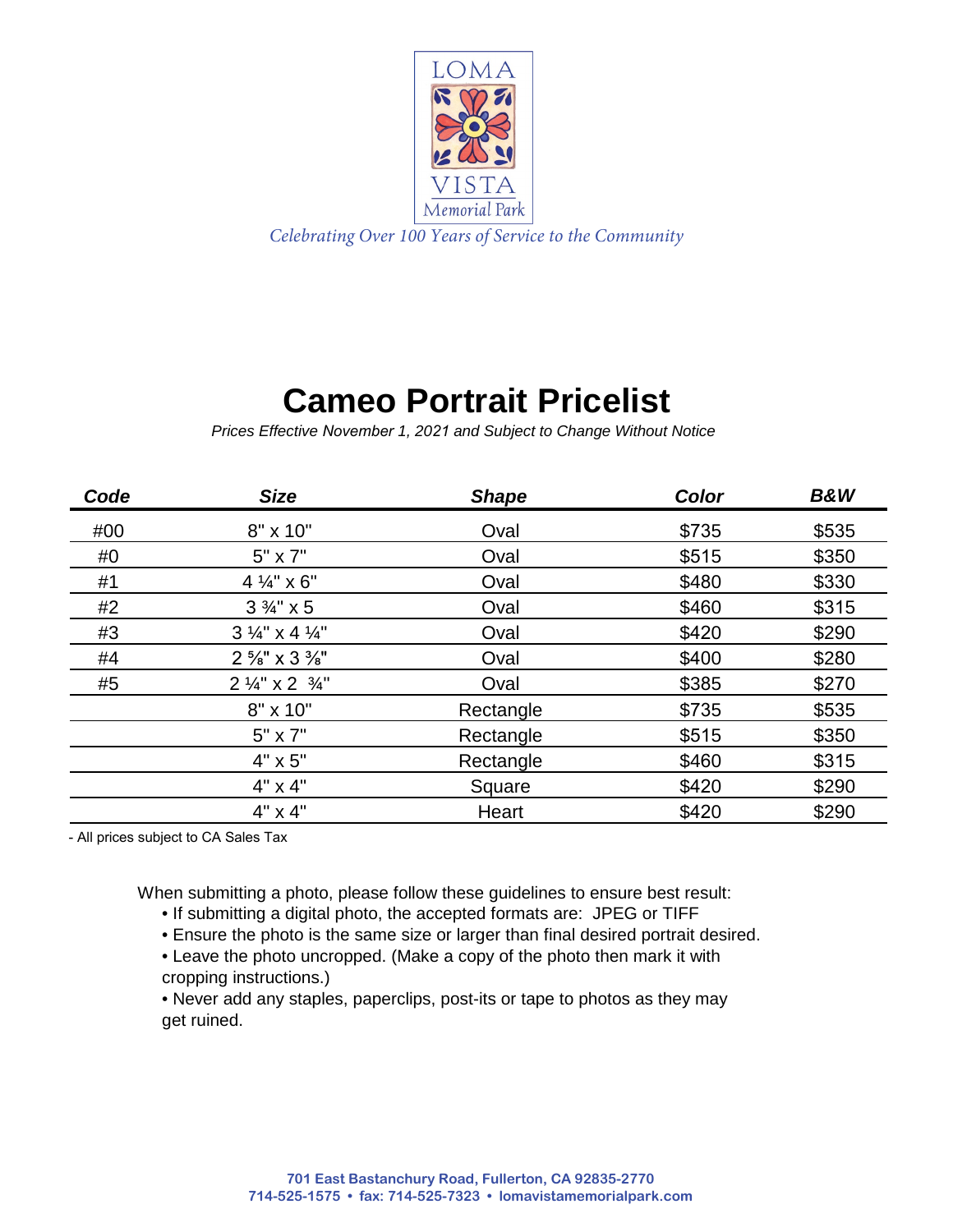LOMA VISTA Memorial Park

*Celebrating Over 100 Years of Service to the Community*

# Cameo Portrait Pricelist

*Prices Effective November 1, 2021 and Subject to Change Without Notice*

| ***Code*** | ***Size*** | ***Shape*** | ***Color*** | ***B&W*** |
|---|---|---|---|---|
| #00 | 8" x 10" | Oval | $735 | $535 |
| #0 | 5" x 7" | Oval | $515 | $350 |
| #1 | 4 ¼" x 6" | Oval | $480 | $330 |
| #2 | 3 ¾" x 5 | Oval | $460 | $315 |
| #3 | 3 ¼" x 4 ¼" | Oval | $420 | $290 |
| #4 | 2 ⅝" x 3 ⅜" | Oval | $400 | $280 |
| #5 | 2 ¼" x 2 ¾" | Oval | $385 | $270 |
| | 8" x 10" | Rectangle | $735 | $535 |
| | 5" x 7" | Rectangle | $515 | $350 |
| | 4" x 5" | Rectangle | $460 | $315 |
| | 4" x 4" | Square | $420 | $290 |
| | 4" x 4" | Heart | $420 | $290 |

- All prices subject to CA Sales Tax

When submitting a photo, please follow these guidelines to ensure best result:

- If submitting a digital photo, the accepted formats are: JPEG or TIFF
- Ensure the photo is the same size or larger than final desired portrait desired.
- Leave the photo uncropped. (Make a copy of the photo then mark it with cropping instructions.)
- Never add any staples, paperclips, post-its or tape to photos as they may get ruined.

**701 East Bastanchury Road, Fullerton, CA 92835-2770**
**714-525-1575 • fax: 714-525-7323 • lomavistamemorialpark.com**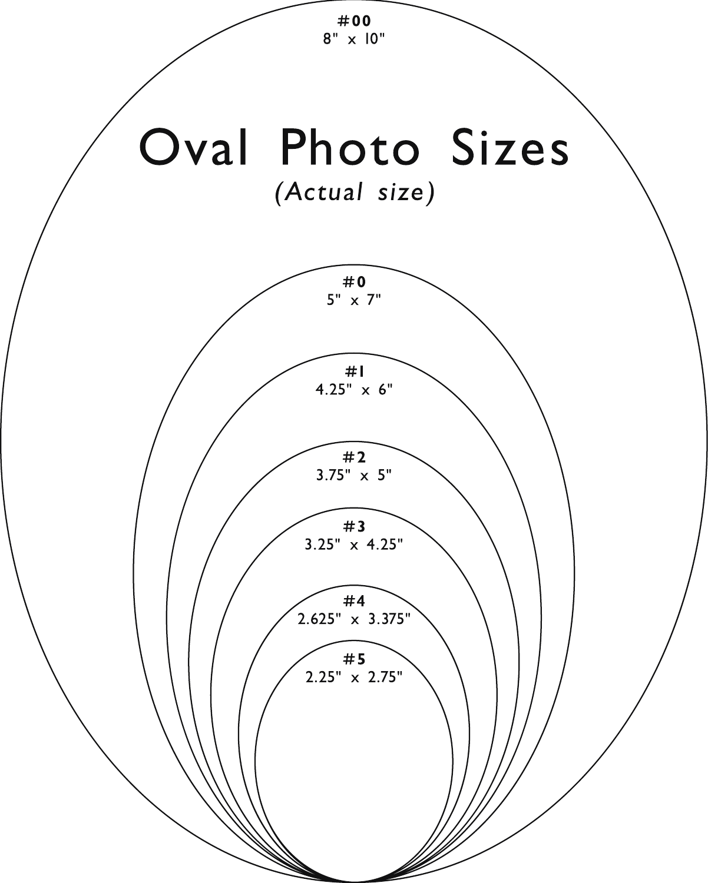#00
8" x 10"

# Oval Photo Sizes

*(Actual size)*

#0
5" x 7"

#1
4.25" x 6"

#2
3.75" x 5"

#3
3.25" x 4.25"

#4
2.625" x 3.375"

#5
2.25" x 2.75"